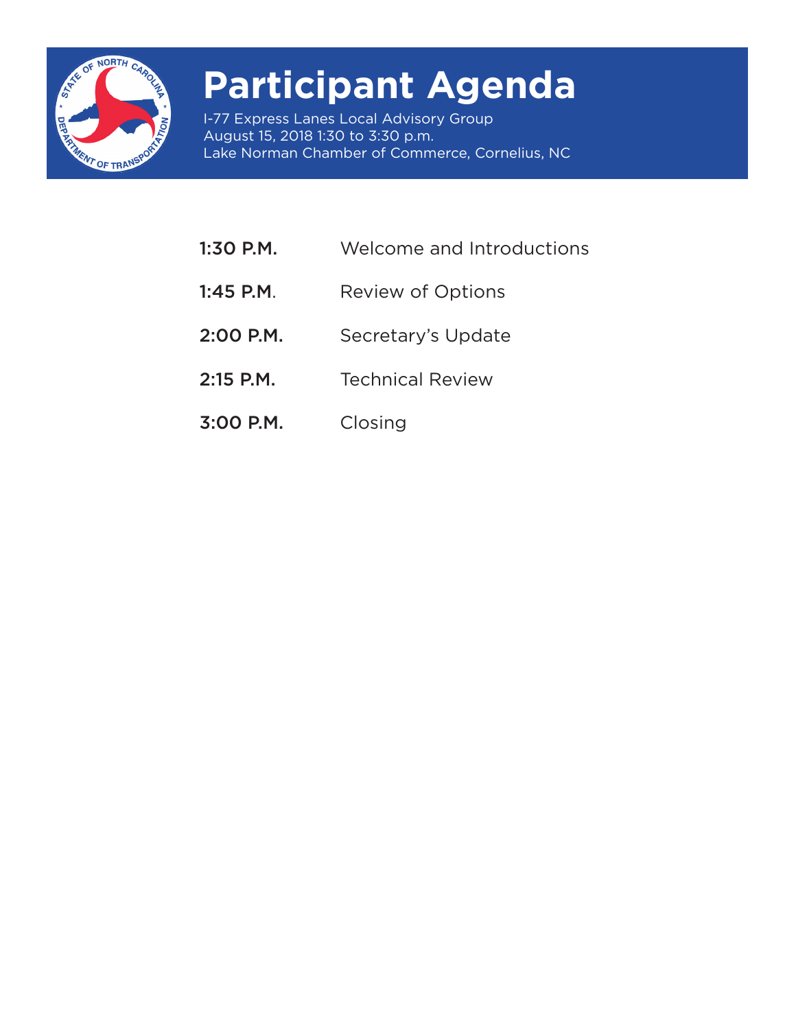# Participant Agenda

I-77 Express Lanes Local Advisory Group
August 15, 2018 1:30 to 3:30 p.m.
Lake Norman Chamber of Commerce, Cornelius, NC

| | |
|---|---|
| **1:30 P.M.** | Welcome and Introductions |
| **1:45 P.M**. | Review of Options |
| **2:00 P.M.** | Secretary’s Update |
| **2:15 P.M.** | Technical Review |
| **3:00 P.M.** | Closing |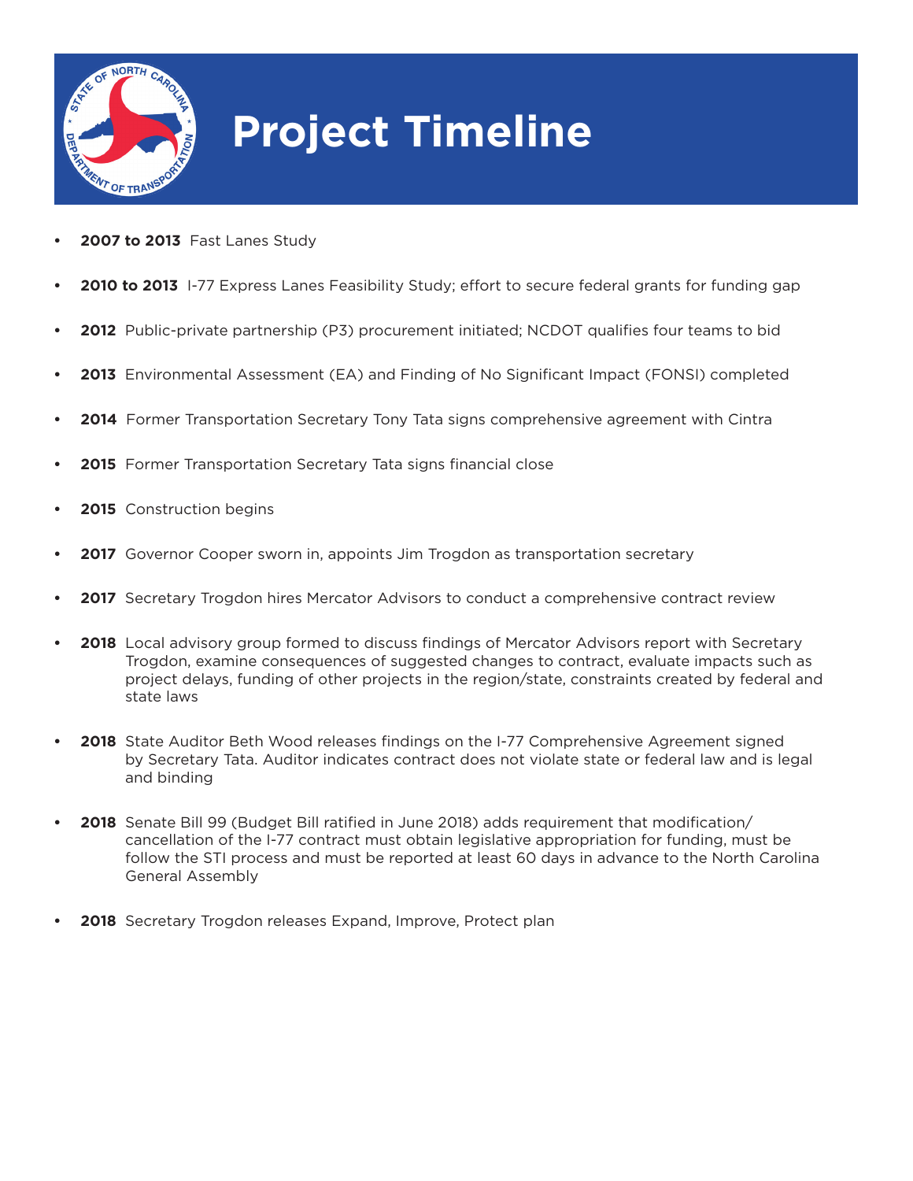# Project Timeline

- **2007 to 2013** Fast Lanes Study
- **2010 to 2013** I-77 Express Lanes Feasibility Study; effort to secure federal grants for funding gap
- **2012** Public-private partnership (P3) procurement initiated; NCDOT qualifies four teams to bid
- **2013** Environmental Assessment (EA) and Finding of No Significant Impact (FONSI) completed
- **2014** Former Transportation Secretary Tony Tata signs comprehensive agreement with Cintra
- **2015** Former Transportation Secretary Tata signs financial close
- **2015** Construction begins
- **2017** Governor Cooper sworn in, appoints Jim Trogdon as transportation secretary
- **2017** Secretary Trogdon hires Mercator Advisors to conduct a comprehensive contract review
- **2018** Local advisory group formed to discuss findings of Mercator Advisors report with Secretary Trogdon, examine consequences of suggested changes to contract, evaluate impacts such as project delays, funding of other projects in the region/state, constraints created by federal and state laws
- **2018** State Auditor Beth Wood releases findings on the I-77 Comprehensive Agreement signed by Secretary Tata. Auditor indicates contract does not violate state or federal law and is legal and binding
- **2018** Senate Bill 99 (Budget Bill ratified in June 2018) adds requirement that modification/ cancellation of the I-77 contract must obtain legislative appropriation for funding, must be follow the STI process and must be reported at least 60 days in advance to the North Carolina General Assembly
- **2018** Secretary Trogdon releases Expand, Improve, Protect plan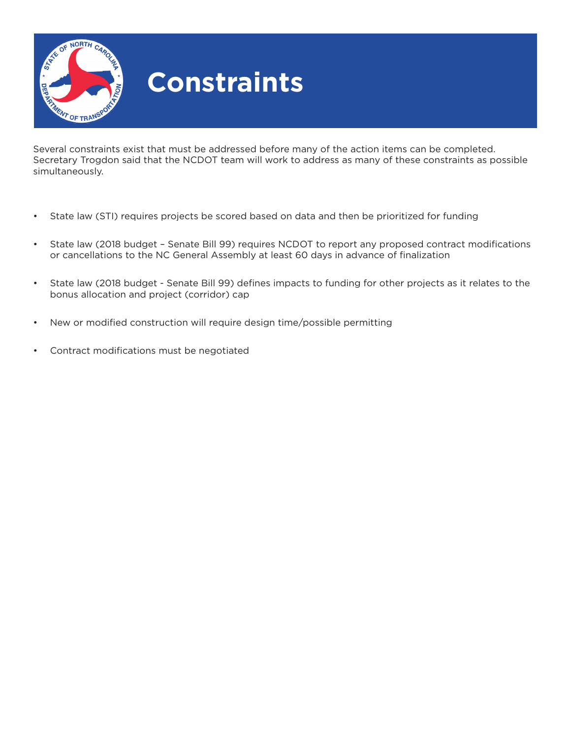# Constraints

Several constraints exist that must be addressed before many of the action items can be completed. Secretary Trogdon said that the NCDOT team will work to address as many of these constraints as possible simultaneously.

- State law (STI) requires projects be scored based on data and then be prioritized for funding
- State law (2018 budget – Senate Bill 99) requires NCDOT to report any proposed contract modifications or cancellations to the NC General Assembly at least 60 days in advance of finalization
- State law (2018 budget - Senate Bill 99) defines impacts to funding for other projects as it relates to the bonus allocation and project (corridor) cap
- New or modified construction will require design time/possible permitting
- Contract modifications must be negotiated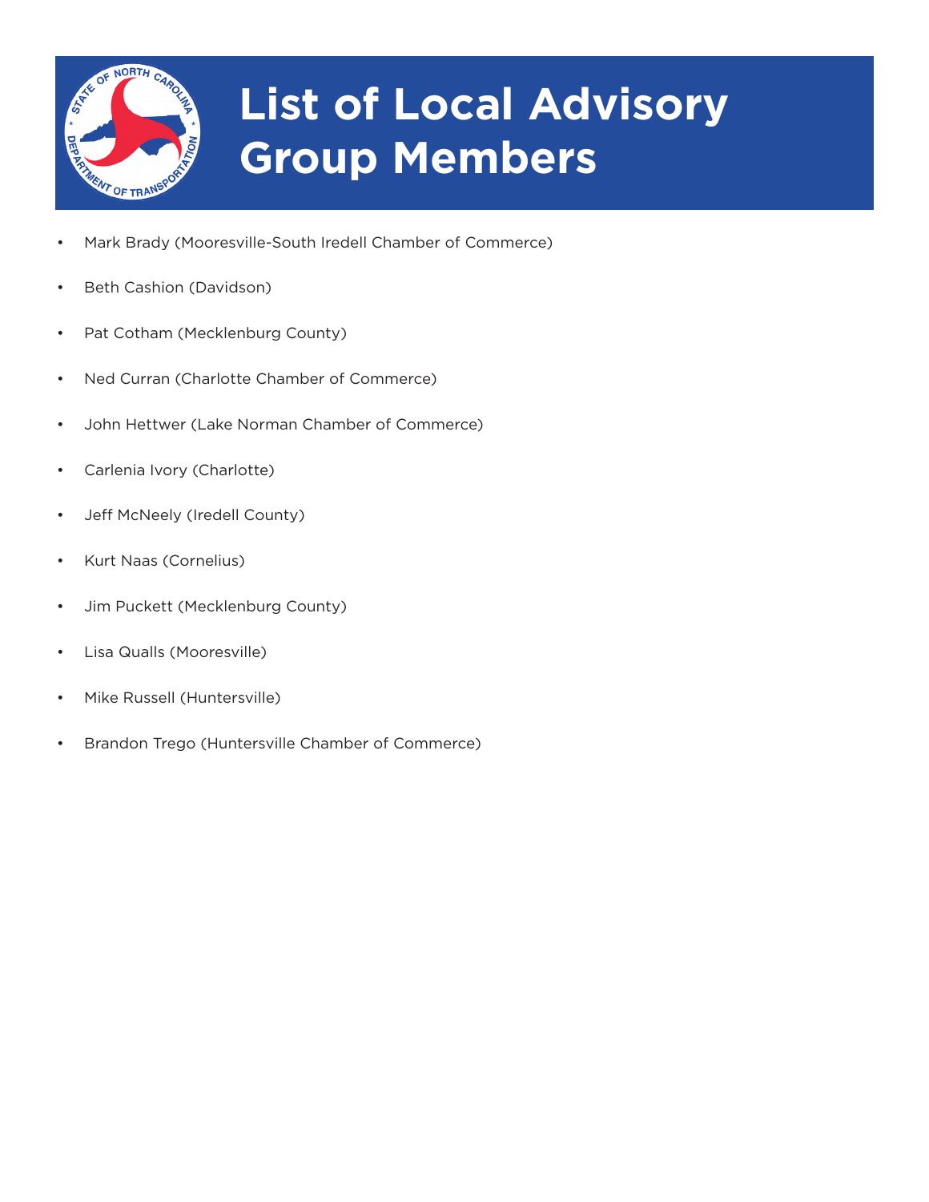# List of Local Advisory Group Members

- Mark Brady (Mooresville-South Iredell Chamber of Commerce)
- Beth Cashion (Davidson)
- Pat Cotham (Mecklenburg County)
- Ned Curran (Charlotte Chamber of Commerce)
- John Hettwer (Lake Norman Chamber of Commerce)
- Carlenia Ivory (Charlotte)
- Jeff McNeely (Iredell County)
- Kurt Naas (Cornelius)
- Jim Puckett (Mecklenburg County)
- Lisa Qualls (Mooresville)
- Mike Russell (Huntersville)
- Brandon Trego (Huntersville Chamber of Commerce)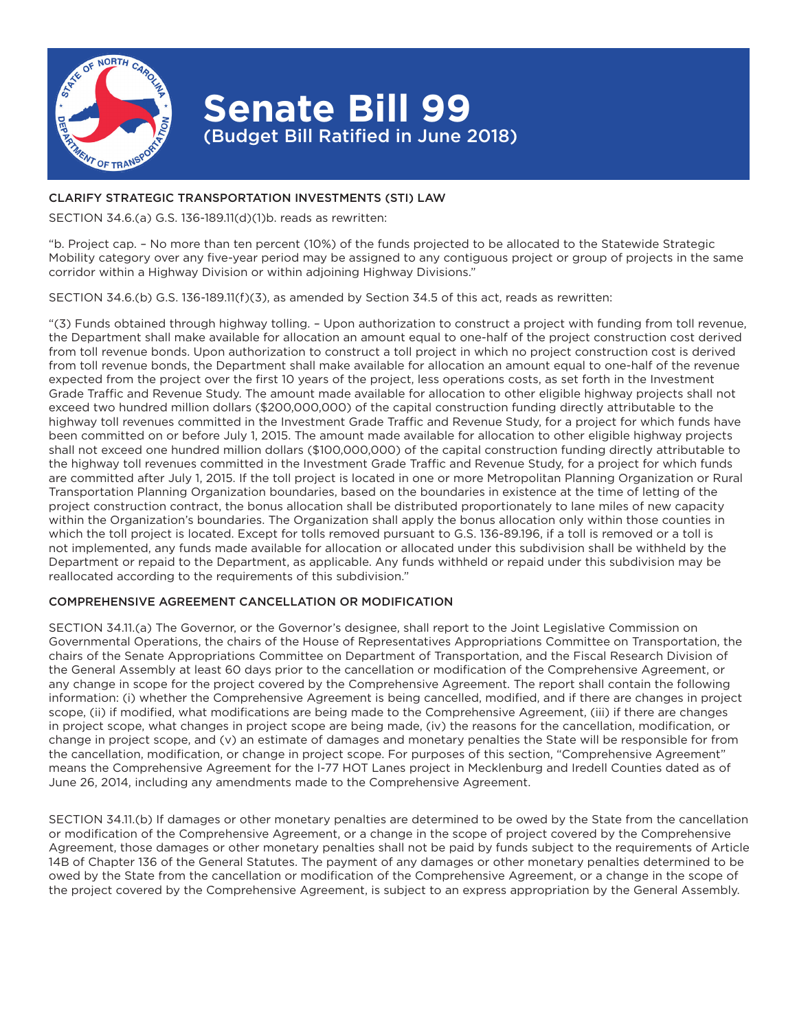# Senate Bill 99

(Budget Bill Ratified in June 2018)

## CLARIFY STRATEGIC TRANSPORTATION INVESTMENTS (STI) LAW

SECTION 34.6.(a) G.S. 136-189.11(d)(1)b. reads as rewritten:

"b. Project cap. – No more than ten percent (10%) of the funds projected to be allocated to the Statewide Strategic Mobility category over any five-year period may be assigned to any contiguous project or group of projects in the same corridor within a Highway Division or within adjoining Highway Divisions."

SECTION 34.6.(b) G.S. 136-189.11(f)(3), as amended by Section 34.5 of this act, reads as rewritten:

"(3) Funds obtained through highway tolling. – Upon authorization to construct a project with funding from toll revenue, the Department shall make available for allocation an amount equal to one-half of the project construction cost derived from toll revenue bonds. Upon authorization to construct a toll project in which no project construction cost is derived from toll revenue bonds, the Department shall make available for allocation an amount equal to one-half of the revenue expected from the project over the first 10 years of the project, less operations costs, as set forth in the Investment Grade Traffic and Revenue Study. The amount made available for allocation to other eligible highway projects shall not exceed two hundred million dollars ($200,000,000) of the capital construction funding directly attributable to the highway toll revenues committed in the Investment Grade Traffic and Revenue Study, for a project for which funds have been committed on or before July 1, 2015. The amount made available for allocation to other eligible highway projects shall not exceed one hundred million dollars ($100,000,000) of the capital construction funding directly attributable to the highway toll revenues committed in the Investment Grade Traffic and Revenue Study, for a project for which funds are committed after July 1, 2015. If the toll project is located in one or more Metropolitan Planning Organization or Rural Transportation Planning Organization boundaries, based on the boundaries in existence at the time of letting of the project construction contract, the bonus allocation shall be distributed proportionately to lane miles of new capacity within the Organization's boundaries. The Organization shall apply the bonus allocation only within those counties in which the toll project is located. Except for tolls removed pursuant to G.S. 136-89.196, if a toll is removed or a toll is not implemented, any funds made available for allocation or allocated under this subdivision shall be withheld by the Department or repaid to the Department, as applicable. Any funds withheld or repaid under this subdivision may be reallocated according to the requirements of this subdivision."

## COMPREHENSIVE AGREEMENT CANCELLATION OR MODIFICATION

SECTION 34.11.(a) The Governor, or the Governor's designee, shall report to the Joint Legislative Commission on Governmental Operations, the chairs of the House of Representatives Appropriations Committee on Transportation, the chairs of the Senate Appropriations Committee on Department of Transportation, and the Fiscal Research Division of the General Assembly at least 60 days prior to the cancellation or modification of the Comprehensive Agreement, or any change in scope for the project covered by the Comprehensive Agreement. The report shall contain the following information: (i) whether the Comprehensive Agreement is being cancelled, modified, and if there are changes in project scope, (ii) if modified, what modifications are being made to the Comprehensive Agreement, (iii) if there are changes in project scope, what changes in project scope are being made, (iv) the reasons for the cancellation, modification, or change in project scope, and (v) an estimate of damages and monetary penalties the State will be responsible for from the cancellation, modification, or change in project scope. For purposes of this section, "Comprehensive Agreement" means the Comprehensive Agreement for the I-77 HOT Lanes project in Mecklenburg and Iredell Counties dated as of June 26, 2014, including any amendments made to the Comprehensive Agreement.

SECTION 34.11.(b) If damages or other monetary penalties are determined to be owed by the State from the cancellation or modification of the Comprehensive Agreement, or a change in the scope of project covered by the Comprehensive Agreement, those damages or other monetary penalties shall not be paid by funds subject to the requirements of Article 14B of Chapter 136 of the General Statutes. The payment of any damages or other monetary penalties determined to be owed by the State from the cancellation or modification of the Comprehensive Agreement, or a change in the scope of the project covered by the Comprehensive Agreement, is subject to an express appropriation by the General Assembly.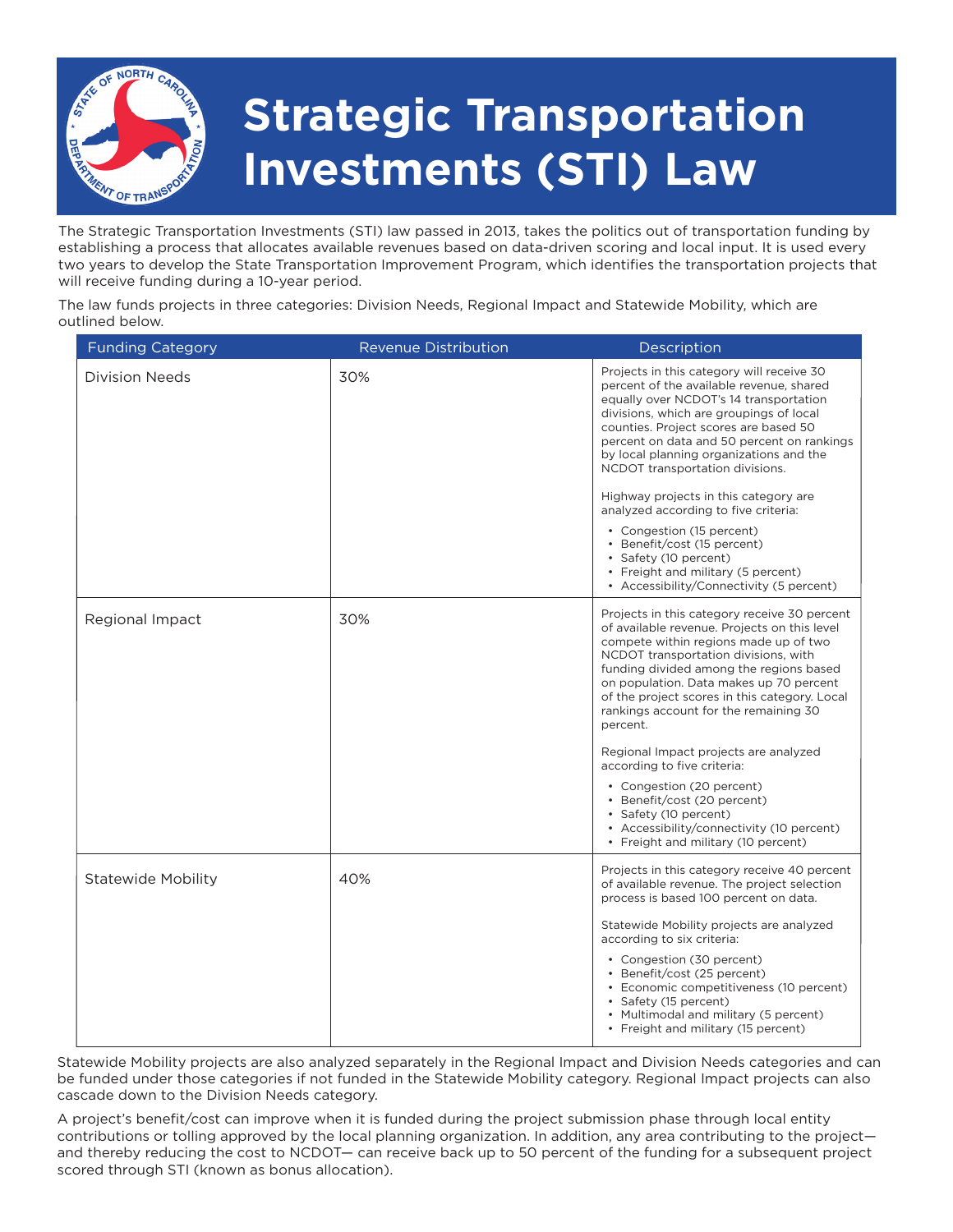# Strategic Transportation Investments (STI) Law

The Strategic Transportation Investments (STI) law passed in 2013, takes the politics out of transportation funding by establishing a process that allocates available revenues based on data-driven scoring and local input. It is used every two years to develop the State Transportation Improvement Program, which identifies the transportation projects that will receive funding during a 10-year period.

The law funds projects in three categories: Division Needs, Regional Impact and Statewide Mobility, which are outlined below.

| Funding Category | Revenue Distribution | Description |
|---|---|---|
| Division Needs | 30% | Projects in this category will receive 30 percent of the available revenue, shared equally over NCDOT's 14 transportation divisions, which are groupings of local counties. Project scores are based 50 percent on data and 50 percent on rankings by local planning organizations and the NCDOT transportation divisions.<br><br>Highway projects in this category are analyzed according to five criteria:<br>• Congestion (15 percent)<br>• Benefit/cost (15 percent)<br>• Safety (10 percent)<br>• Freight and military (5 percent)<br>• Accessibility/Connectivity (5 percent) |
| Regional Impact | 30% | Projects in this category receive 30 percent of available revenue. Projects on this level compete within regions made up of two NCDOT transportation divisions, with funding divided among the regions based on population. Data makes up 70 percent of the project scores in this category. Local rankings account for the remaining 30 percent.<br><br>Regional Impact projects are analyzed according to five criteria:<br>• Congestion (20 percent)<br>• Benefit/cost (20 percent)<br>• Safety (10 percent)<br>• Accessibility/connectivity (10 percent)<br>• Freight and military (10 percent) |
| Statewide Mobility | 40% | Projects in this category receive 40 percent of available revenue. The project selection process is based 100 percent on data.<br><br>Statewide Mobility projects are analyzed according to six criteria:<br>• Congestion (30 percent)<br>• Benefit/cost (25 percent)<br>• Economic competitiveness (10 percent)<br>• Safety (15 percent)<br>• Multimodal and military (5 percent)<br>• Freight and military (15 percent) |

Statewide Mobility projects are also analyzed separately in the Regional Impact and Division Needs categories and can be funded under those categories if not funded in the Statewide Mobility category. Regional Impact projects can also cascade down to the Division Needs category.

A project's benefit/cost can improve when it is funded during the project submission phase through local entity contributions or tolling approved by the local planning organization. In addition, any area contributing to the project—and thereby reducing the cost to NCDOT— can receive back up to 50 percent of the funding for a subsequent project scored through STI (known as bonus allocation).